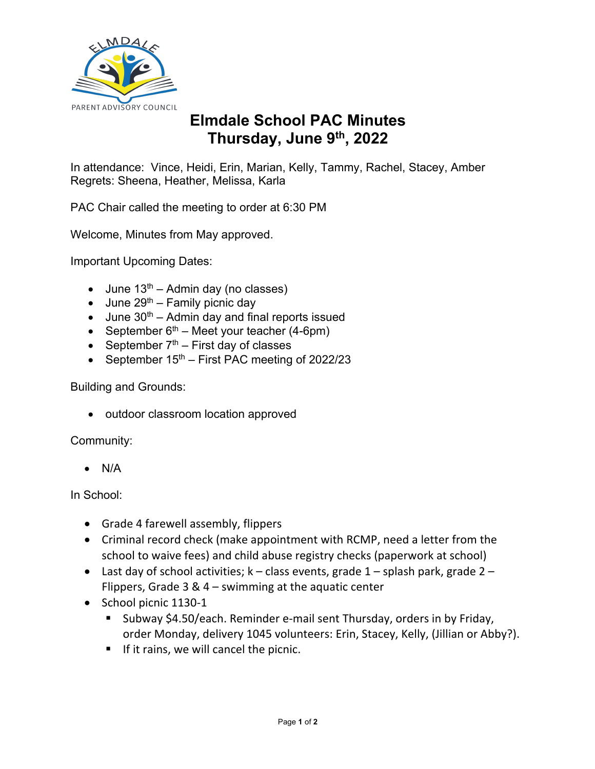# Elmdale School PAC Minutes
## Thursday, June 9th, 2022

In attendance: Vince, Heidi, Erin, Marian, Kelly, Tammy, Rachel, Stacey, Amber
Regrets: Sheena, Heather, Melissa, Karla

PAC Chair called the meeting to order at 6:30 PM

Welcome, Minutes from May approved.

Important Upcoming Dates:

- June 13th – Admin day (no classes)
- June 29th – Family picnic day
- June 30th – Admin day and final reports issued
- September 6th – Meet your teacher (4-6pm)
- September 7th – First day of classes
- September 15th – First PAC meeting of 2022/23

Building and Grounds:

- outdoor classroom location approved

Community:

- N/A

In School:

- Grade 4 farewell assembly, flippers
- Criminal record check (make appointment with RCMP, need a letter from the school to waive fees) and child abuse registry checks (paperwork at school)
- Last day of school activities; k – class events, grade 1 – splash park, grade 2 – Flippers, Grade 3 & 4 – swimming at the aquatic center
- School picnic 1130-1
  - Subway $4.50/each. Reminder e-mail sent Thursday, orders in by Friday, order Monday, delivery 1045 volunteers: Erin, Stacey, Kelly, (Jillian or Abby?).
  - If it rains, we will cancel the picnic.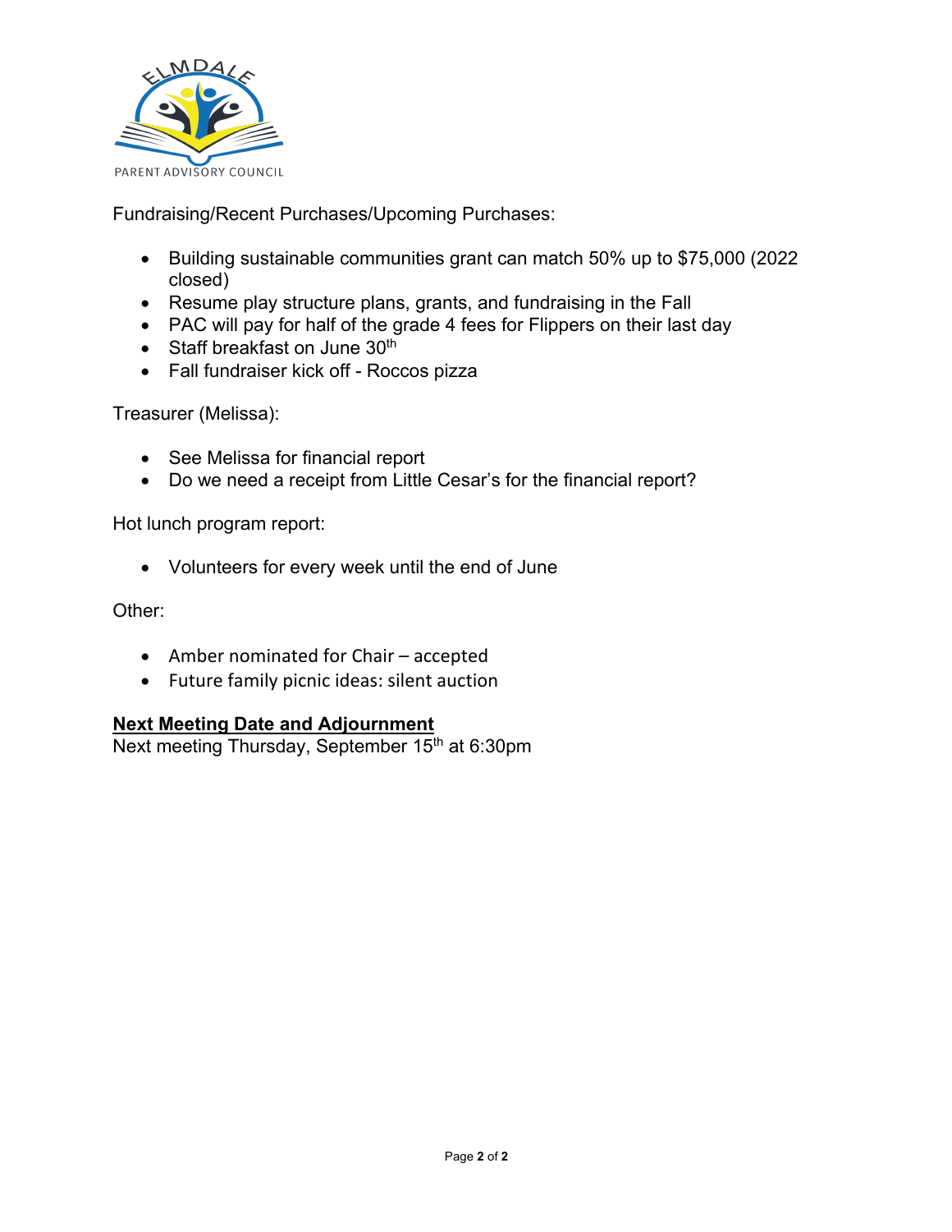Fundraising/Recent Purchases/Upcoming Purchases:

- Building sustainable communities grant can match 50% up to $75,000 (2022 closed)
- Resume play structure plans, grants, and fundraising in the Fall
- PAC will pay for half of the grade 4 fees for Flippers on their last day
- Staff breakfast on June 30th
- Fall fundraiser kick off - Roccos pizza

Treasurer (Melissa):

- See Melissa for financial report
- Do we need a receipt from Little Cesar's for the financial report?

Hot lunch program report:

- Volunteers for every week until the end of June

Other:

- Amber nominated for Chair – accepted
- Future family picnic ideas: silent auction

**Next Meeting Date and Adjournment**

Next meeting Thursday, September 15th at 6:30pm